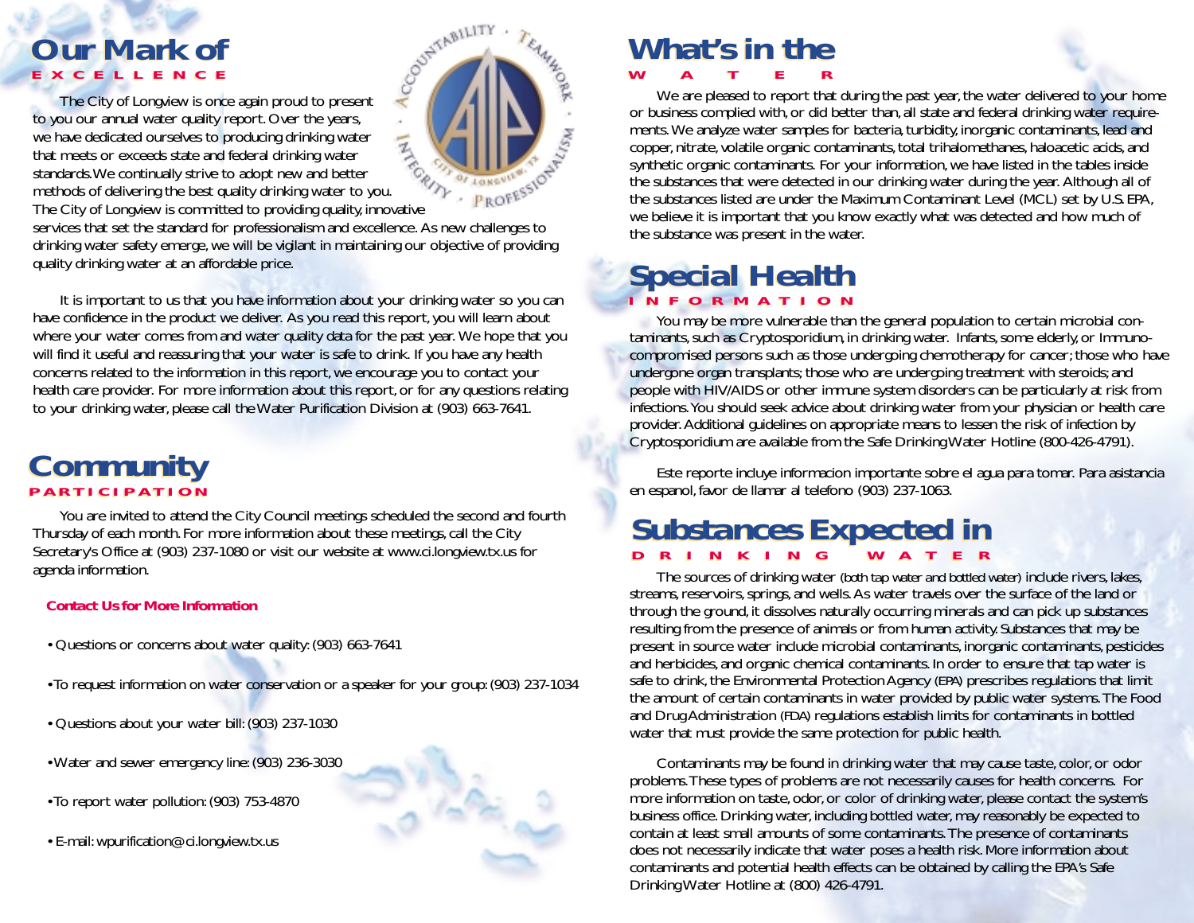# Our Mark of EXCELLENCE

The City of Longview is once again proud to present to you our annual water quality report. Over the years, we have dedicated ourselves to producing drinking water that meets or exceeds state and federal drinking water standards.We continually strive to adopt new and better methods of delivering the best quality drinking water to you. The City of Longview is committed to providing quality, innovative services that set the standard for professionalism and excellence. As new challenges to drinking water safety emerge, we will be vigilant in maintaining our objective of providing quality drinking water at an affordable price.

It is important to us that you have information about your drinking water so you can have confidence in the product we deliver. As you read this report, you will learn about where your water comes from and water quality data for the past year. We hope that you will find it useful and reassuring that your water is safe to drink. If you have any health concerns related to the information in this report, we encourage you to contact your health care provider. For more information about this report, or for any questions relating to your drinking water, please call the Water Purification Division at (903) 663-7641.

# Community PARTICIPATION

You are invited to attend the City Council meetings scheduled the second and fourth Thursday of each month. For more information about these meetings, call the City Secretary's Office at (903) 237-1080 or visit our website at www.ci.longview.tx.us for agenda information.

**Contact Us for More Information**

- Questions or concerns about water quality: (903) 663-7641
- To request information on water conservation or a speaker for your group: (903) 237-1034
- Questions about your water bill: (903) 237-1030
- Water and sewer emergency line: (903) 236-3030
- To report water pollution: (903) 753-4870
- E-mail: wpurification@ci.longview.tx.us

# What's in the WATER

We are pleased to report that during the past year, the water delivered to your home or business complied with, or did better than, all state and federal drinking water requirements. We analyze water samples for bacteria, turbidity, inorganic contaminants, lead and copper, nitrate, volatile organic contaminants, total trihalomethanes, haloacetic acids, and synthetic organic contaminants. For your information, we have listed in the tables inside the substances that were detected in our drinking water during the year. Although all of the substances listed are under the Maximum Contaminant Level (MCL) set by U.S. EPA, we believe it is important that you know exactly what was detected and how much of the substance was present in the water.

# Special Health INFORMATION

You may be more vulnerable than the general population to certain microbial contaminants, such as Cryptosporidium, in drinking water. Infants, some elderly, or Immunocompromised persons such as those undergoing chemotherapy for cancer; those who have undergone organ transplants; those who are undergoing treatment with steroids; and people with HIV/AIDS or other immune system disorders can be particularly at risk from infections. You should seek advice about drinking water from your physician or health care provider. Additional guidelines on appropriate means to lessen the risk of infection by Cryptosporidium are available from the Safe Drinking Water Hotline (800-426-4791).

Este reporte incluye informacion importante sobre el agua para tomar. Para asistancia en espanol, favor de llamar al telefono (903) 237-1063.

# Substances Expected in DRINKING WATER

The sources of drinking water (both tap water and bottled water) include rivers, lakes, streams, reservoirs, springs, and wells. As water travels over the surface of the land or through the ground, it dissolves naturally occurring minerals and can pick up substances resulting from the presence of animals or from human activity. Substances that may be present in source water include microbial contaminants, inorganic contaminants, pesticides and herbicides, and organic chemical contaminants. In order to ensure that tap water is safe to drink, the Environmental Protection Agency (EPA) prescribes regulations that limit the amount of certain contaminants in water provided by public water systems. The Food and Drug Administration (FDA) regulations establish limits for contaminants in bottled water that must provide the same protection for public health.

Contaminants may be found in drinking water that may cause taste, color, or odor problems. These types of problems are not necessarily causes for health concerns. For more information on taste, odor, or color of drinking water, please contact the system's business office. Drinking water, including bottled water, may reasonably be expected to contain at least small amounts of some contaminants. The presence of contaminants does not necessarily indicate that water poses a health risk. More information about contaminants and potential health effects can be obtained by calling the EPA's Safe Drinking Water Hotline at (800) 426-4791.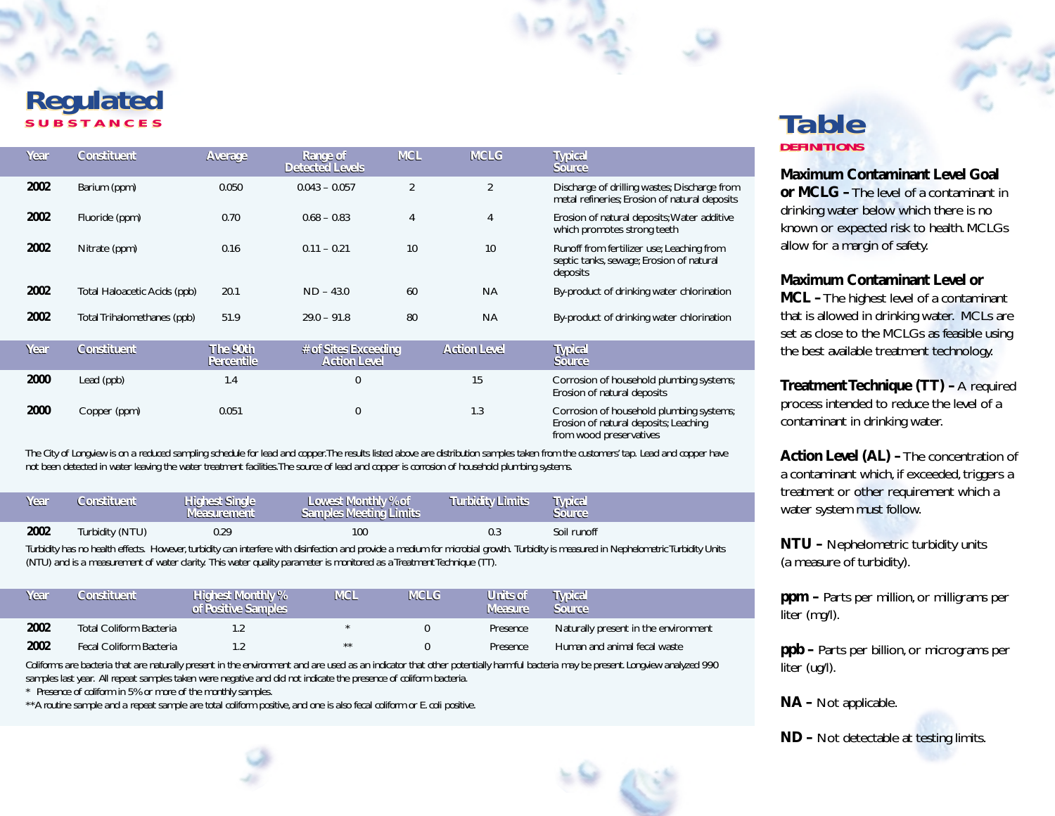# Regulated

## SUBSTANCES

| Year | Constituent | Average | Range of Detected Levels | MCL | MCLG | Typical Source |
|---|---|---|---|---|---|---|
| 2002 | Barium (ppm) | 0.050 | 0.043 – 0.057 | 2 | 2 | Discharge of drilling wastes; Discharge from metal refineries; Erosion of natural deposits |
| 2002 | Fluoride (ppm) | 0.70 | 0.68 – 0.83 | 4 | 4 | Erosion of natural deposits; Water additive which promotes strong teeth |
| 2002 | Nitrate (ppm) | 0.16 | 0.11 – 0.21 | 10 | 10 | Runoff from fertilizer use; Leaching from septic tanks, sewage; Erosion of natural deposits |
| 2002 | Total Haloacetic Acids (ppb) | 20.1 | ND – 43.0 | 60 | NA | By-product of drinking water chlorination |
| 2002 | Total Trihalomethanes (ppb) | 51.9 | 29.0 – 91.8 | 80 | NA | By-product of drinking water chlorination |

| Year | Constituent | The 90th Percentile | # of Sites Exceeding Action Level | Action Level | Typical Source |
|---|---|---|---|---|---|
| 2000 | Lead (ppb) | 1.4 | 0 | 15 | Corrosion of household plumbing systems; Erosion of natural deposits |
| 2000 | Copper (ppm) | 0.051 | 0 | 1.3 | Corrosion of household plumbing systems; Erosion of natural deposits; Leaching from wood preservatives |

The City of Longview is on a reduced sampling schedule for lead and copper. The results listed above are distribution samples taken from the customers' tap. Lead and copper have not been detected in water leaving the water treatment facilities. The source of lead and copper is corrosion of household plumbing systems.

| Year | Constituent | Highest Single Measurement | Lowest Monthly % of Samples Meeting Limits | Turbidity Limits | Typical Source |
|---|---|---|---|---|---|
| 2002 | Turbidity (NTU) | 0.29 | 100 | 0.3 | Soil runoff |

Turbidity has no health effects. However, turbidity can interfere with disinfection and provide a medium for microbial growth. Turbidity is measured in Nephelometric Turbidity Units (NTU) and is a measurement of water clarity. This water quality parameter is monitored as a Treatment Technique (TT).

| Year | Constituent | Highest Monthly % of Positive Samples | MCL | MCLG | Units of Measure | Typical Source |
|---|---|---|---|---|---|---|
| 2002 | Total Coliform Bacteria | 1.2 | * | 0 | Presence | Naturally present in the environment |
| 2002 | Fecal Coliform Bacteria | 1.2 | ** | 0 | Presence | Human and animal fecal waste |

Coliforms are bacteria that are naturally present in the environment and are used as an indicator that other potentially harmful bacteria may be present. Longview analyzed 990 samples last year. All repeat samples taken were negative and did not indicate the presence of coliform bacteria.

\* Presence of coliform in 5% or more of the monthly samples.

\*\*A routine sample and a repeat sample are total coliform positive, and one is also fecal coliform or E. coli positive.

# Table

## DEFINITIONS

**Maximum Contaminant Level Goal or MCLG –** The level of a contaminant in drinking water below which there is no known or expected risk to health. MCLGs allow for a margin of safety.

**Maximum Contaminant Level or MCL –** The highest level of a contaminant that is allowed in drinking water. MCLs are set as close to the MCLGs as feasible using the best available treatment technology.

**Treatment Technique (TT) –** A required process intended to reduce the level of a contaminant in drinking water.

**Action Level (AL) –** The concentration of a contaminant which, if exceeded, triggers a treatment or other requirement which a water system must follow.

**NTU –** Nephelometric turbidity units (a measure of turbidity).

**ppm –** Parts per million, or milligrams per liter (mg/l).

**ppb –** Parts per billion, or micrograms per liter (ug/l).

**NA –** Not applicable.

**ND –** Not detectable at testing limits.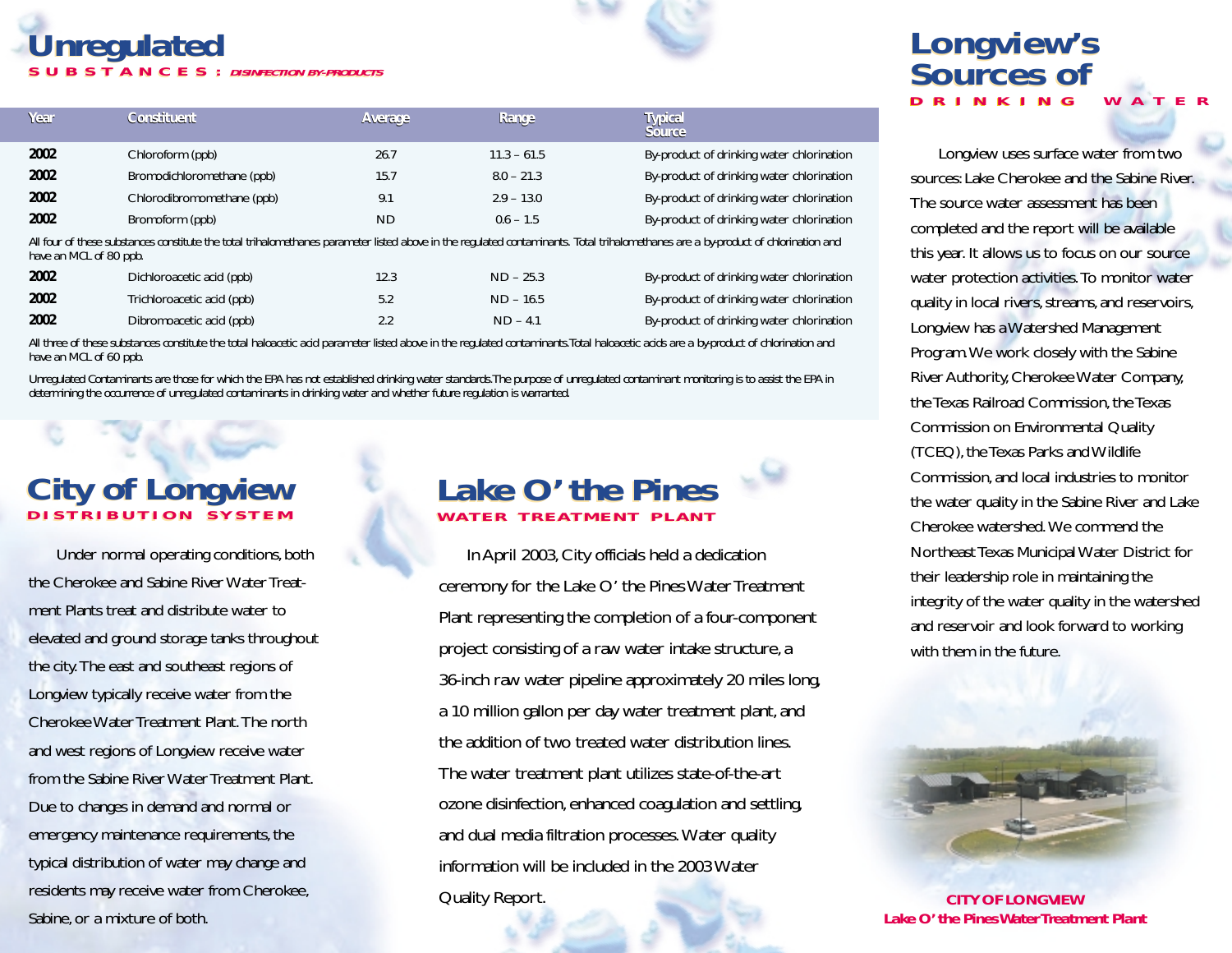# Unregulated

## SUBSTANCES: *DISINFECTION BY-PRODUCTS*

| Year | Constituent | Average | Range | Typical Source |
|---|---|---|---|---|
| 2002 | Chloroform (ppb) | 26.7 | 11.3 – 61.5 | By-product of drinking water chlorination |
| 2002 | Bromodichloromethane (ppb) | 15.7 | 8.0 – 21.3 | By-product of drinking water chlorination |
| 2002 | Chlorodibromomethane (ppb) | 9.1 | 2.9 – 13.0 | By-product of drinking water chlorination |
| 2002 | Bromoform (ppb) | ND | 0.6 – 1.5 | By-product of drinking water chlorination |
| All four of these substances constitute the total trihalomethanes parameter listed above in the regulated contaminants. Total trihalomethanes are a by-product of chlorination and have an MCL of 80 ppb. | | | | |
| 2002 | Dichloroacetic acid (ppb) | 12.3 | ND – 25.3 | By-product of drinking water chlorination |
| 2002 | Trichloroacetic acid (ppb) | 5.2 | ND – 16.5 | By-product of drinking water chlorination |
| 2002 | Dibromoacetic acid (ppb) | 2.2 | ND – 4.1 | By-product of drinking water chlorination |
| All three of these substances constitute the total haloacetic acid parameter listed above in the regulated contaminants. Total haloacetic acids are a by-product of chlorination and have an MCL of 60 ppb. | | | | |

Unregulated Contaminants are those for which the EPA has not established drinking water standards. The purpose of unregulated contaminant monitoring is to assist the EPA in determining the occurrence of unregulated contaminants in drinking water and whether future regulation is warranted.

# City of Longview

## DISTRIBUTION SYSTEM

Under normal operating conditions, both the Cherokee and Sabine River Water Treatment Plants treat and distribute water to elevated and ground storage tanks throughout the city. The east and southeast regions of Longview typically receive water from the Cherokee Water Treatment Plant. The north and west regions of Longview receive water from the Sabine River Water Treatment Plant. Due to changes in demand and normal or emergency maintenance requirements, the typical distribution of water may change and residents may receive water from Cherokee, Sabine, or a mixture of both.

# Lake O' the Pines

## WATER TREATMENT PLANT

In April 2003, City officials held a dedication ceremony for the Lake O' the Pines Water Treatment Plant representing the completion of a four-component project consisting of a raw water intake structure, a 36-inch raw water pipeline approximately 20 miles long, a 10 million gallon per day water treatment plant, and the addition of two treated water distribution lines. The water treatment plant utilizes state-of-the-art ozone disinfection, enhanced coagulation and settling, and dual media filtration processes. Water quality information will be included in the 2003 Water Quality Report.

# Longview's Sources of

## DRINKING WATER

Longview uses surface water from two sources: Lake Cherokee and the Sabine River. The source water assessment has been completed and the report will be available this year. It allows us to focus on our source water protection activities. To monitor water quality in local rivers, streams, and reservoirs, Longview has a Watershed Management Program. We work closely with the Sabine River Authority, Cherokee Water Company, the Texas Railroad Commission, the Texas Commission on Environmental Quality (TCEQ), the Texas Parks and Wildlife Commission, and local industries to monitor the water quality in the Sabine River and Lake Cherokee watershed. We commend the Northeast Texas Municipal Water District for their leadership role in maintaining the integrity of the water quality in the watershed and reservoir and look forward to working with them in the future.

**CITY OF LONGVIEW**
**Lake O' the Pines Water Treatment Plant**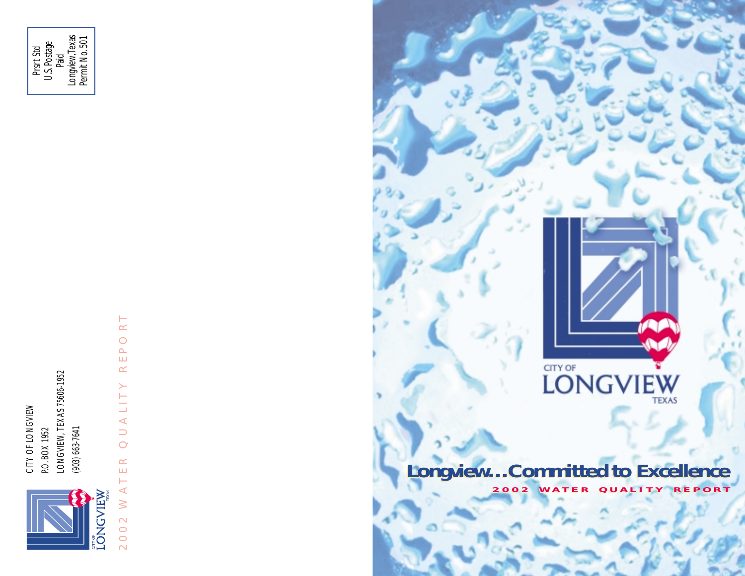Prsrt Std
U.S. Postage
Paid
Longview, Texas
Permit No. 501

CITY OF LONGVIEW
P.O. BOX 1952
LONGVIEW, TEXAS 75606-1952
(903) 663-7641

CITY OF LONGVIEW TEXAS

2002 WATER QUALITY REPORT

CITY OF LONGVIEW TEXAS

**Longview…Committed to Excellence**

**2002 WATER QUALITY REPORT**